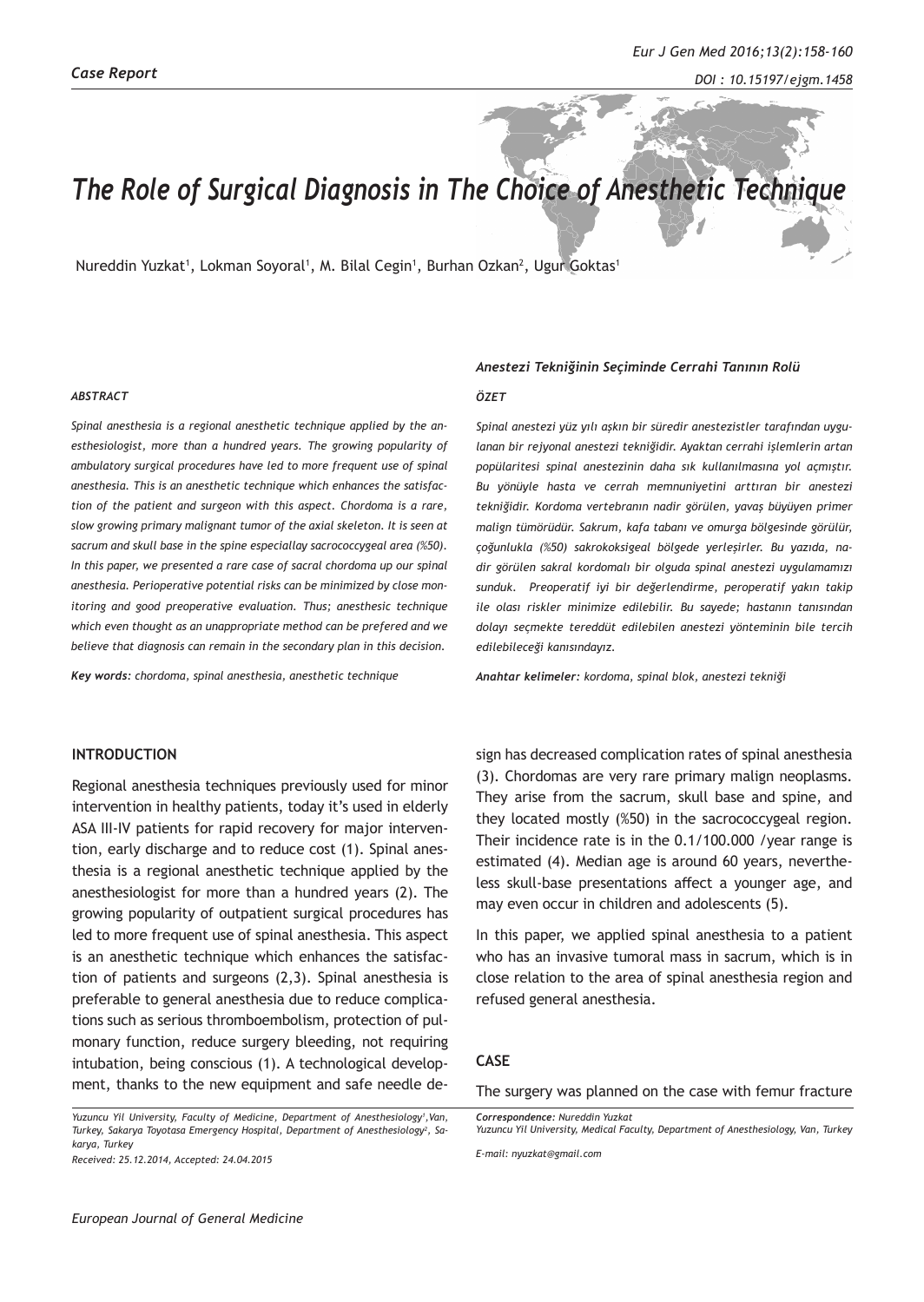*Case Report*

# The Role of Surgical Diagnosis in The Choice of Anesthetic Technique

Nureddin Yuzkat[1], Lokman Soyoral[1], M. Bilal Cegin[1], Burhan Ozkan[2], Ugur Goktas[1]

### *ABSTRACT*

*Spinal anesthesia is a regional anesthetic technique applied by the anesthesiologist, more than a hundred years. The growing popularity of ambulatory surgical procedures have led to more frequent use of spinal anesthesia. This is an anesthetic technique which enhances the satisfaction of the patient and surgeon with this aspect. Chordoma is a rare, slow growing primary malignant tumor of the axial skeleton. It is seen at sacrum and skull base in the spine especiallay sacrococcygeal area (%50). In this paper, we presented a rare case of sacral chordoma up our spinal anesthesia. Perioperative potential risks can be minimized by close monitoring and good preoperative evaluation. Thus; anesthesic technique which even thought as an unappropriate method can be prefered and we believe that diagnosis can remain in the secondary plan in this decision.*

***Key words:** chordoma, spinal anesthesia, anesthetic technique*

### *Anestezi Tekniğinin Seçiminde Cerrahi Tanının Rolü*

### *ÖZET*

*Spinal anestezi yüz yılı aşkın bir süredir anestezistler tarafından uygulanan bir rejyonal anestezi tekniğidir. Ayaktan cerrahi işlemlerin artan popülaritesi spinal anestezinin daha sık kullanılmasına yol açmıştır. Bu yönüyle hasta ve cerrah memnuniyetini arttıran bir anestezi tekniğidir. Kordoma vertebranın nadir görülen, yavaş büyüyen primer malign tümörüdür. Sakrum, kafa tabanı ve omurga bölgesinde görülür, çoğunlukla (%50) sakrokoksigeal bölgede yerleşirler. Bu yazıda, nadir görülen sakral kordomalı bir olguda spinal anestezi uygulamamızı sunduk. Preoperatif iyi bir değerlendirme, peroperatif yakın takip ile olası riskler minimize edilebilir. Bu sayede; hastanın tanısından dolayı seçmekte tereddüt edilebilen anestezi yönteminin bile tercih edilebileceği kanısındayız.*

***Anahtar kelimeler:** kordoma, spinal blok, anestezi tekniği*

## INTRODUCTION

Regional anesthesia techniques previously used for minor intervention in healthy patients, today it's used in elderly ASA III-IV patients for rapid recovery for major intervention, early discharge and to reduce cost (1). Spinal anesthesia is a regional anesthetic technique applied by the anesthesiologist for more than a hundred years (2). The growing popularity of outpatient surgical procedures has led to more frequent use of spinal anesthesia. This aspect is an anesthetic technique which enhances the satisfaction of patients and surgeons (2,3). Spinal anesthesia is preferable to general anesthesia due to reduce complications such as serious thromboembolism, protection of pulmonary function, reduce surgery bleeding, not requiring intubation, being conscious (1). A technological development, thanks to the new equipment and safe needle design has decreased complication rates of spinal anesthesia (3). Chordomas are very rare primary malign neoplasms. They arise from the sacrum, skull base and spine, and they located mostly (%50) in the sacrococcygeal region. Their incidence rate is in the 0.1/100.000 /year range is estimated (4). Median age is around 60 years, nevertheless skull-base presentations affect a younger age, and may even occur in children and adolescents (5).

In this paper, we applied spinal anesthesia to a patient who has an invasive tumoral mass in sacrum, which is in close relation to the area of spinal anesthesia region and refused general anesthesia.

## CASE

The surgery was planned on the case with femur fracture

*Yuzuncu Yil University, Faculty of Medicine, Department of Anesthesiology[1],Van, Turkey, Sakarya Toyotasa Emergency Hospital, Department of Anesthesiology[2], Sakarya, Turkey*

*Received: 25.12.2014, Accepted: 24.04.2015*

***Correspondence:** Nureddin Yuzkat*
*Yuzuncu Yil University, Medical Faculty, Department of Anesthesiology, Van, Turkey*

*E-mail: nyuzkat@gmail.com*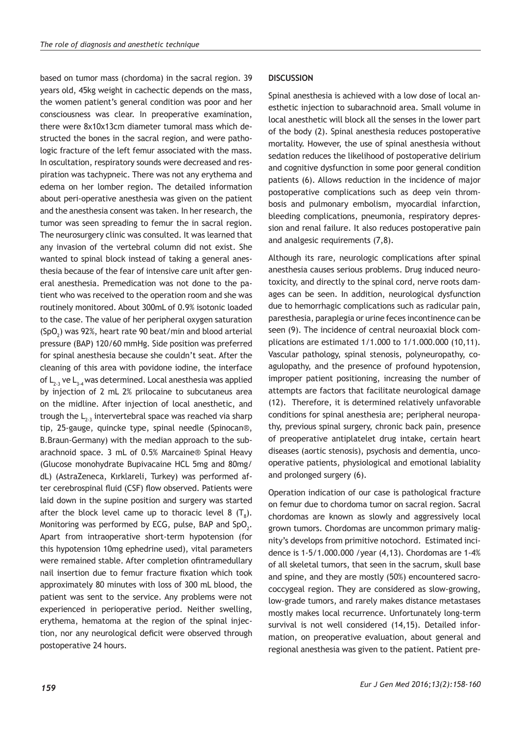based on tumor mass (chordoma) in the sacral region. 39 years old, 45kg weight in cachectic depends on the mass, the women patient's general condition was poor and her consciousness was clear. In preoperative examination, there were 8x10x13cm diameter tumoral mass which destructed the bones in the sacral region, and were pathologic fracture of the left femur associated with the mass. In oscultation, respiratory sounds were decreased and respiration was tachypneic. There was not any erythema and edema on her lomber region. The detailed information about peri-operative anesthesia was given on the patient and the anesthesia consent was taken. In her research, the tumor was seen spreading to femur the in sacral region. The neurosurgery clinic was consulted. It was learned that any invasion of the vertebral column did not exist. She wanted to spinal block instead of taking a general anesthesia because of the fear of intensive care unit after general anesthesia. Premedication was not done to the patient who was received to the operation room and she was routinely monitored. About 300mL of 0.9% isotonic loaded to the case. The value of her peripheral oxygen saturation ($SpO_2$) was 92%, heart rate 90 beat/min and blood arterial pressure (BAP) 120/60 mmHg. Side position was preferred for spinal anesthesia because she couldn't seat. After the cleaning of this area with povidone iodine, the interface of $L_{2-3}$ ve $L_{3-4}$ was determined. Local anesthesia was applied by injection of 2 mL 2% prilocaine to subcutaneus area on the midline. After injection of local anesthetic, and trough the $L_{2-3}$ intervertebral space was reached via sharp tip, 25-gauge, quincke type, spinal needle (Spinocan®, B.Braun-Germany) with the median approach to the subarachnoid space. 3 mL of 0.5% Marcaine® Spinal Heavy (Glucose monohydrate Bupivacaine HCL 5mg and 80mg/dL) (AstraZeneca, Kırklareli, Turkey) was performed after cerebrospinal fluid (CSF) flow observed. Patients were laid down in the supine position and surgery was started after the block level came up to thoracic level 8 ($T_8$). Monitoring was performed by ECG, pulse, BAP and $SpO_2$. Apart from intraoperative short-term hypotension (for this hypotension 10mg ephedrine used), vital parameters were remained stable. After completion ofintramedullary nail insertion due to femur fracture fixation which took approximately 80 minutes with loss of 300 mL blood, the patient was sent to the service. Any problems were not experienced in perioperative period. Neither swelling, erythema, hematoma at the region of the spinal injection, nor any neurological deficit were observed through postoperative 24 hours.

## DISCUSSION

Spinal anesthesia is achieved with a low dose of local anesthetic injection to subarachnoid area. Small volume in local anesthetic will block all the senses in the lower part of the body (2). Spinal anesthesia reduces postoperative mortality. However, the use of spinal anesthesia without sedation reduces the likelihood of postoperative delirium and cognitive dysfunction in some poor general condition patients (6). Allows reduction in the incidence of major postoperative complications such as deep vein thrombosis and pulmonary embolism, myocardial infarction, bleeding complications, pneumonia, respiratory depression and renal failure. It also reduces postoperative pain and analgesic requirements (7,8).

Although its rare, neurologic complications after spinal anesthesia causes serious problems. Drug induced neurotoxicity, and directly to the spinal cord, nerve roots damages can be seen. In addition, neurological dysfunction due to hemorrhagic complications such as radicular pain, paresthesia, paraplegia or urine feces incontinence can be seen (9). The incidence of central neuroaxial block complications are estimated 1/1.000 to 1/1.000.000 (10,11). Vascular pathology, spinal stenosis, polyneuropathy, coagulopathy, and the presence of profound hypotension, improper patient positioning, increasing the number of attempts are factors that facilitate neurological damage (12). Therefore, it is determined relatively unfavorable conditions for spinal anesthesia are; peripheral neuropathy, previous spinal surgery, chronic back pain, presence of preoperative antiplatelet drug intake, certain heart diseases (aortic stenosis), psychosis and dementia, uncooperative patients, physiological and emotional labiality and prolonged surgery (6).

Operation indication of our case is pathological fracture on femur due to chordoma tumor on sacral region. Sacral chordomas are known as slowly and aggressively local grown tumors. Chordomas are uncommon primary malignity's develops from primitive notochord. Estimated incidence is 1-5/1.000.000 /year (4,13). Chordomas are 1-4% of all skeletal tumors, that seen in the sacrum, skull base and spine, and they are mostly (50%) encountered sacrococcygeal region. They are considered as slow-growing, low-grade tumors, and rarely makes distance metastases mostly makes local recurrence. Unfortunately long-term survival is not well considered (14,15). Detailed information, on preoperative evaluation, about general and regional anesthesia was given to the patient. Patient pre-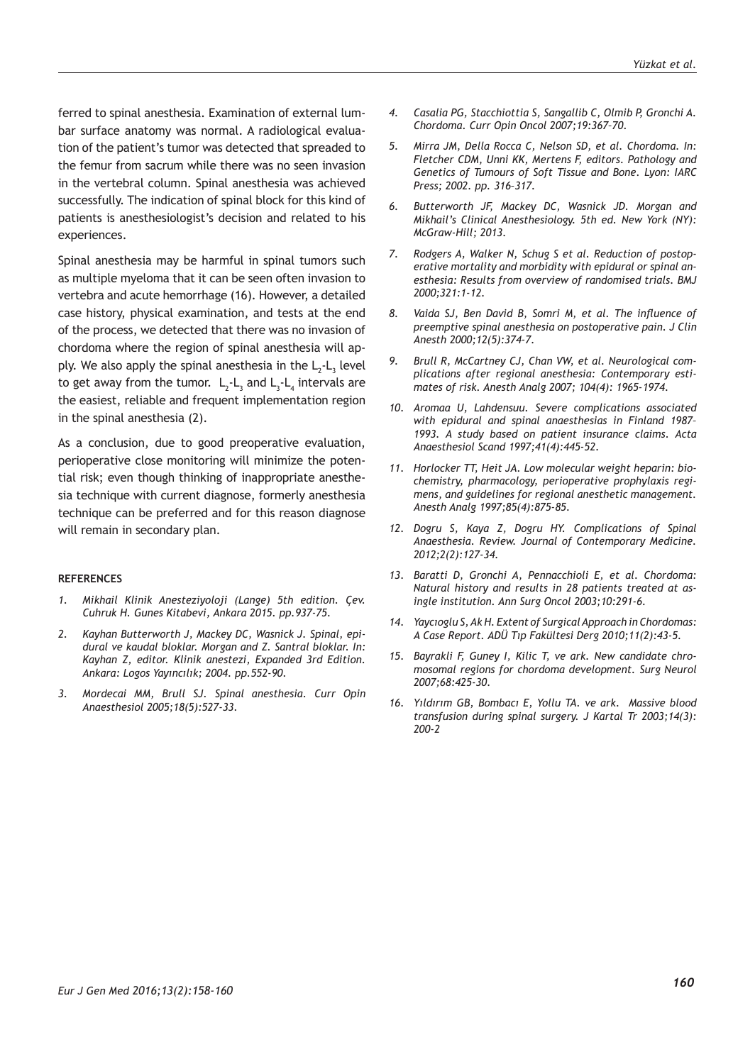ferred to spinal anesthesia. Examination of external lumbar surface anatomy was normal. A radiological evaluation of the patient's tumor was detected that spreaded to the femur from sacrum while there was no seen invasion in the vertebral column. Spinal anesthesia was achieved successfully. The indication of spinal block for this kind of patients is anesthesiologist's decision and related to his experiences.

Spinal anesthesia may be harmful in spinal tumors such as multiple myeloma that it can be seen often invasion to vertebra and acute hemorrhage (16). However, a detailed case history, physical examination, and tests at the end of the process, we detected that there was no invasion of chordoma where the region of spinal anesthesia will apply. We also apply the spinal anesthesia in the $L_2$-$L_3$ level to get away from the tumor. $L_2$-$L_3$ and $L_3$-$L_4$ intervals are the easiest, reliable and frequent implementation region in the spinal anesthesia (2).

As a conclusion, due to good preoperative evaluation, perioperative close monitoring will minimize the potential risk; even though thinking of inappropriate anesthesia technique with current diagnose, formerly anesthesia technique can be preferred and for this reason diagnose will remain in secondary plan.

## REFERENCES

1. *Mikhail Klinik Anesteziyoloji (Lange) 5th edition. Çev. Cuhruk H. Gunes Kitabevi, Ankara 2015. pp.937-75.*
2. *Kayhan Butterworth J, Mackey DC, Wasnick J. Spinal, epidural ve kaudal bloklar. Morgan and Z. Santral bloklar. In: Kayhan Z, editor. Klinik anestezi, Expanded 3rd Edition. Ankara: Logos Yayıncılık; 2004. pp.552-90.*
3. *Mordecai MM, Brull SJ. Spinal anesthesia. Curr Opin Anaesthesiol 2005;18(5):527-33.*
4. *Casalia PG, Stacchiottia S, Sangallib C, Olmib P, Gronchi A. Chordoma. Curr Opin Oncol 2007;19:367–70.*
5. *Mirra JM, Della Rocca C, Nelson SD, et al. Chordoma. In: Fletcher CDM, Unni KK, Mertens F, editors. Pathology and Genetics of Tumours of Soft Tissue and Bone. Lyon: IARC Press; 2002. pp. 316–317.*
6. *Butterworth JF, Mackey DC, Wasnick JD. Morgan and Mikhail's Clinical Anesthesiology. 5th ed. New York (NY): McGraw-Hill; 2013.*
7. *Rodgers A, Walker N, Schug S et al. Reduction of postoperative mortality and morbidity with epidural or spinal anesthesia: Results from overview of randomised trials. BMJ 2000;321:1-12.*
8. *Vaida SJ, Ben David B, Somri M, et al. The influence of preemptive spinal anesthesia on postoperative pain. J Clin Anesth 2000;12(5):374-7.*
9. *Brull R, McCartney CJ, Chan VW, et al. Neurological complications after regional anesthesia: Contemporary estimates of risk. Anesth Analg 2007; 104(4): 1965-1974.*
10. *Aromaa U, Lahdensuu. Severe complications associated with epidural and spinal anaesthesias in Finland 1987-1993. A study based on patient insurance claims. Acta Anaesthesiol Scand 1997;41(4):445-52.*
11. *Horlocker TT, Heit JA. Low molecular weight heparin: biochemistry, pharmacology, perioperative prophylaxis regimens, and guidelines for regional anesthetic management. Anesth Analg 1997;85(4):875-85.*
12. *Dogru S, Kaya Z, Dogru HY. Complications of Spinal Anaesthesia. Review. Journal of Contemporary Medicine. 2012;2(2):127-34.*
13. *Baratti D, Gronchi A, Pennacchioli E, et al. Chordoma: Natural history and results in 28 patients treated at asingle institution. Ann Surg Oncol 2003;10:291-6.*
14. *Yaycıoglu S, Ak H. Extent of Surgical Approach in Chordomas: A Case Report. ADÜ Tıp Fakültesi Derg 2010;11(2):43-5.*
15. *Bayrakli F, Guney I, Kilic T, ve ark. New candidate chromosomal regions for chordoma development. Surg Neurol 2007;68:425-30.*
16. *Yıldırım GB, Bombacı E, Yollu TA. ve ark. Massive blood transfusion during spinal surgery. J Kartal Tr 2003;14(3): 200-2*